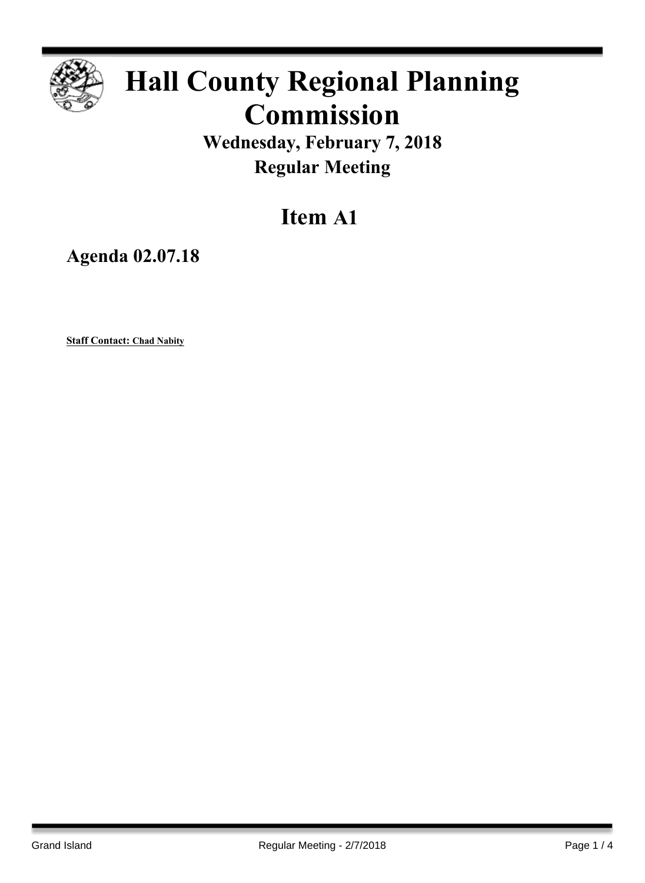# Hall County Regional Planning Commission

## Wednesday, February 7, 2018

## Regular Meeting

# Item A1

## Agenda 02.07.18

**Staff Contact: Chad Nabity**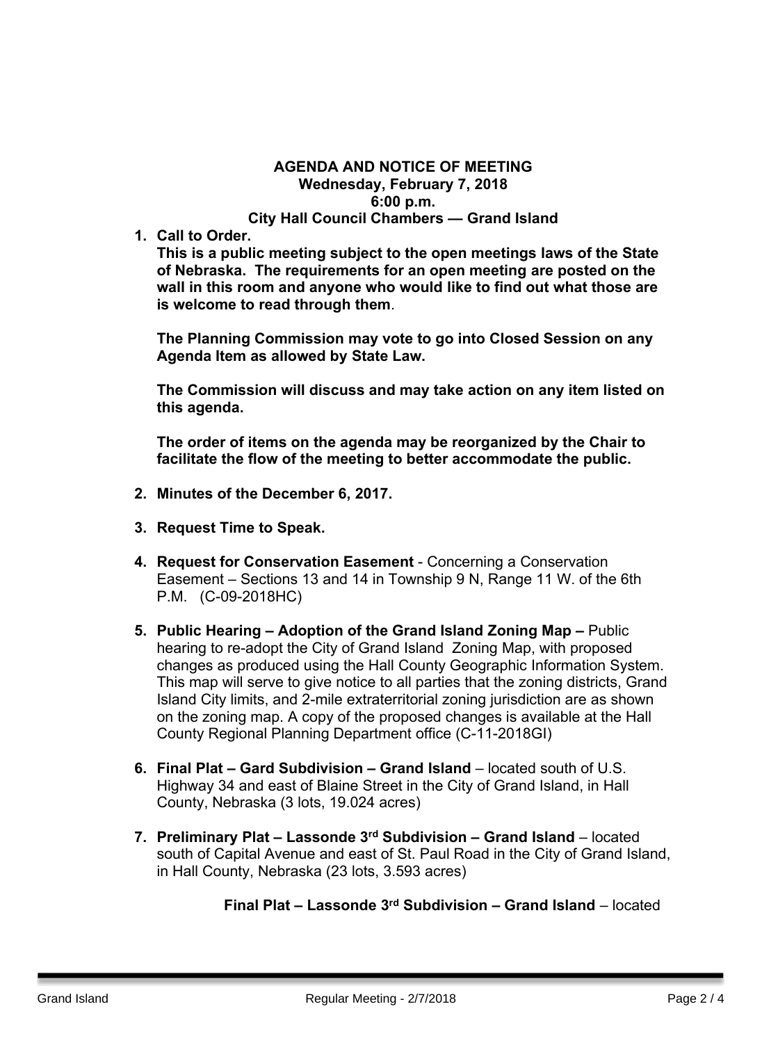**AGENDA AND NOTICE OF MEETING**
**Wednesday, February 7, 2018**
**6:00 p.m.**
**City Hall Council Chambers — Grand Island**

1. **Call to Order.**
   **This is a public meeting subject to the open meetings laws of the State of Nebraska. The requirements for an open meeting are posted on the wall in this room and anyone who would like to find out what those are is welcome to read through them**.

   **The Planning Commission may vote to go into Closed Session on any Agenda Item as allowed by State Law.**

   **The Commission will discuss and may take action on any item listed on this agenda.**

   **The order of items on the agenda may be reorganized by the Chair to facilitate the flow of the meeting to better accommodate the public.**

2. **Minutes of the December 6, 2017.**

3. **Request Time to Speak.**

4. **Request for Conservation Easement** - Concerning a Conservation Easement – Sections 13 and 14 in Township 9 N, Range 11 W. of the 6th P.M. (C-09-2018HC)

5. **Public Hearing – Adoption of the Grand Island Zoning Map –** Public hearing to re-adopt the City of Grand Island Zoning Map, with proposed changes as produced using the Hall County Geographic Information System. This map will serve to give notice to all parties that the zoning districts, Grand Island City limits, and 2-mile extraterritorial zoning jurisdiction are as shown on the zoning map. A copy of the proposed changes is available at the Hall County Regional Planning Department office (C-11-2018GI)

6. **Final Plat – Gard Subdivision – Grand Island** – located south of U.S. Highway 34 and east of Blaine Street in the City of Grand Island, in Hall County, Nebraska (3 lots, 19.024 acres)

7. **Preliminary Plat – Lassonde 3rd Subdivision – Grand Island** – located south of Capital Avenue and east of St. Paul Road in the City of Grand Island, in Hall County, Nebraska (23 lots, 3.593 acres)

   **Final Plat – Lassonde 3rd Subdivision – Grand Island** – located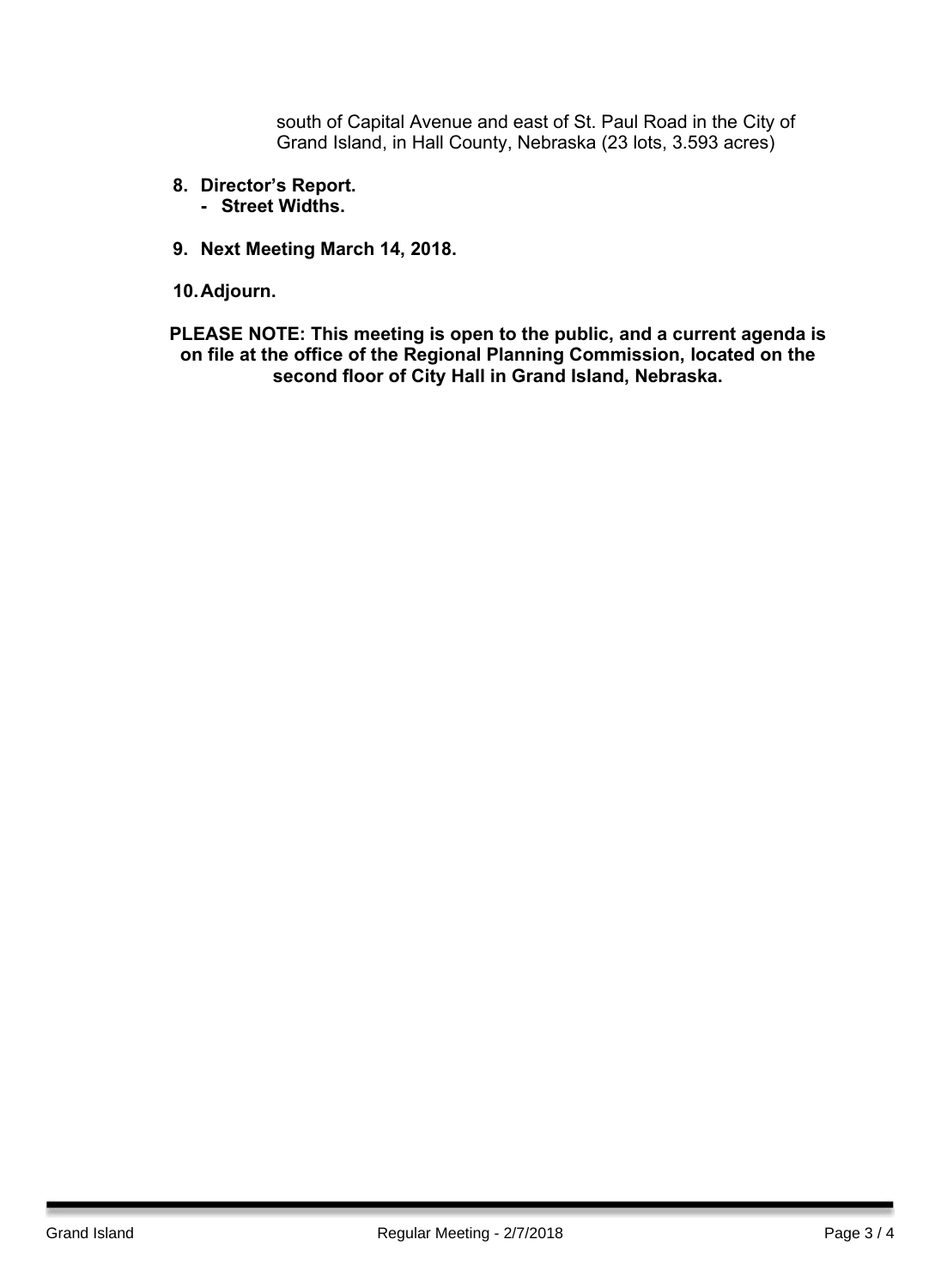south of Capital Avenue and east of St. Paul Road in the City of Grand Island, in Hall County, Nebraska (23 lots, 3.593 acres)

8. **Director's Report.**
   - **Street Widths.**

9. **Next Meeting March 14, 2018.**

10. **Adjourn.**

**PLEASE NOTE: This meeting is open to the public, and a current agenda is on file at the office of the Regional Planning Commission, located on the second floor of City Hall in Grand Island, Nebraska.**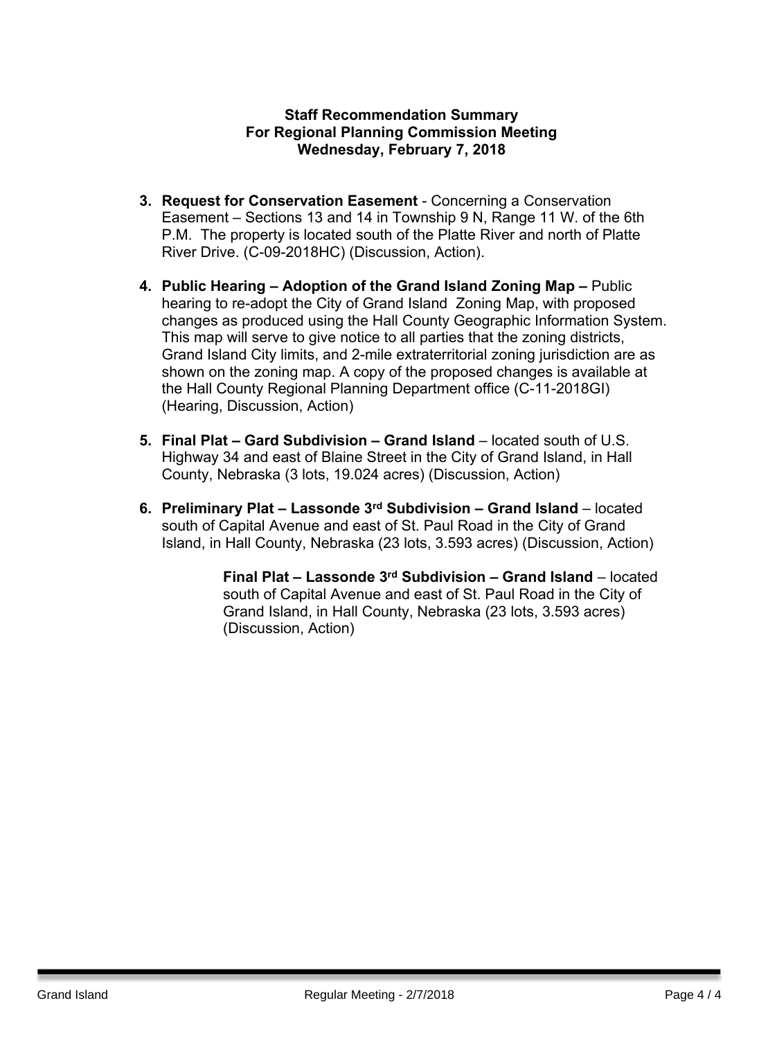**Staff Recommendation Summary**
**For Regional Planning Commission Meeting**
**Wednesday, February 7, 2018**

3. **Request for Conservation Easement** - Concerning a Conservation Easement – Sections 13 and 14 in Township 9 N, Range 11 W. of the 6th P.M. The property is located south of the Platte River and north of Platte River Drive. (C-09-2018HC) (Discussion, Action).

4. **Public Hearing – Adoption of the Grand Island Zoning Map –** Public hearing to re-adopt the City of Grand Island Zoning Map, with proposed changes as produced using the Hall County Geographic Information System. This map will serve to give notice to all parties that the zoning districts, Grand Island City limits, and 2-mile extraterritorial zoning jurisdiction are as shown on the zoning map. A copy of the proposed changes is available at the Hall County Regional Planning Department office (C-11-2018GI) (Hearing, Discussion, Action)

5. **Final Plat – Gard Subdivision – Grand Island** – located south of U.S. Highway 34 and east of Blaine Street in the City of Grand Island, in Hall County, Nebraska (3 lots, 19.024 acres) (Discussion, Action)

6. **Preliminary Plat – Lassonde 3rd Subdivision – Grand Island** – located south of Capital Avenue and east of St. Paul Road in the City of Grand Island, in Hall County, Nebraska (23 lots, 3.593 acres) (Discussion, Action)

   **Final Plat – Lassonde 3rd Subdivision – Grand Island** – located south of Capital Avenue and east of St. Paul Road in the City of Grand Island, in Hall County, Nebraska (23 lots, 3.593 acres) (Discussion, Action)